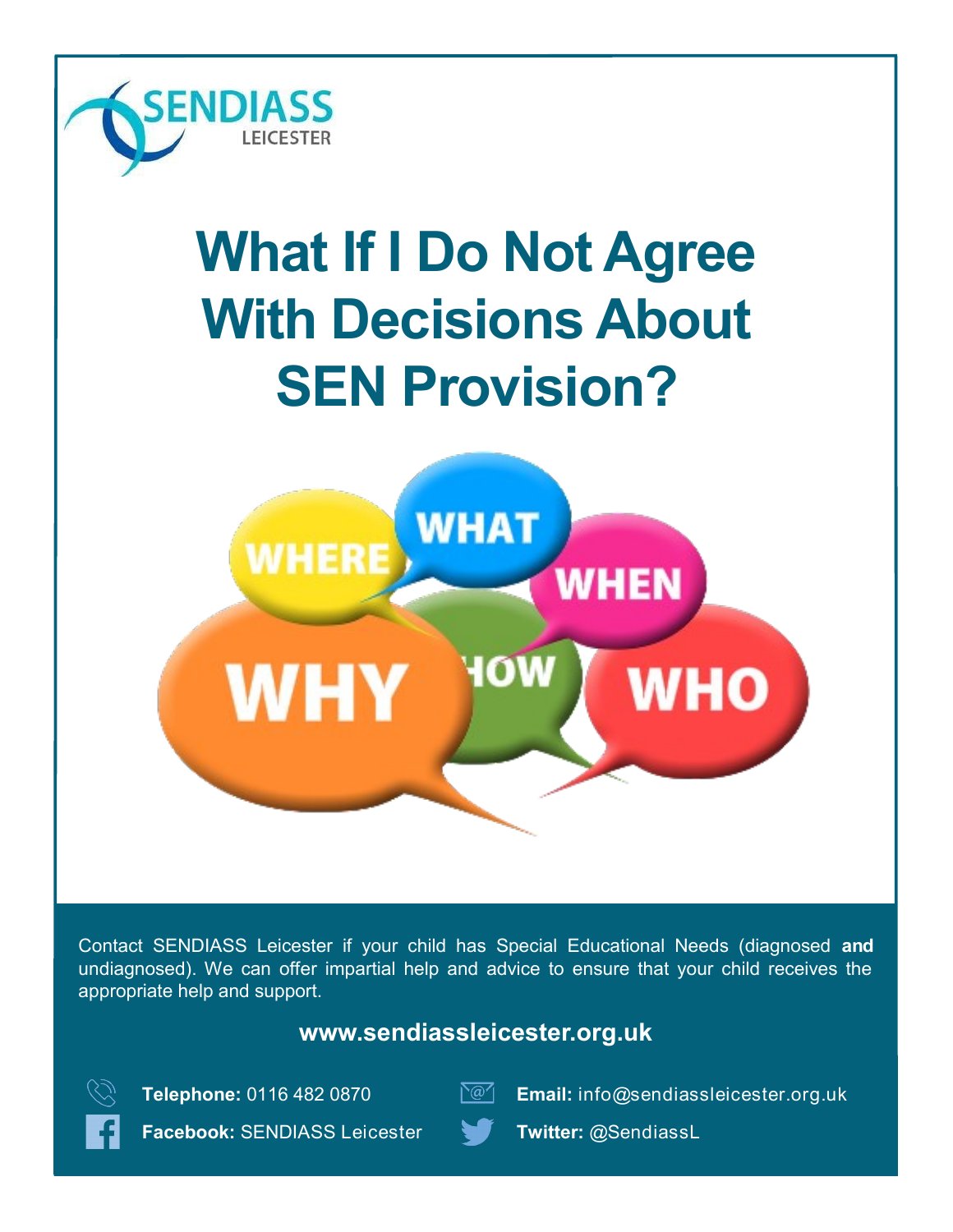SENDIASS LEICESTER

# What If I Do Not Agree With Decisions About SEN Provision?

Contact SENDIASS Leicester if your child has Special Educational Needs (diagnosed **and** undiagnosed). We can offer impartial help and advice to ensure that your child receives the appropriate help and support.

**www.sendiassleicester.org.uk**

**Telephone:** 0116 482 0870

**Email:** info@sendiassleicester.org.uk

**Facebook:** SENDIASS Leicester

**Twitter:** @SendiassL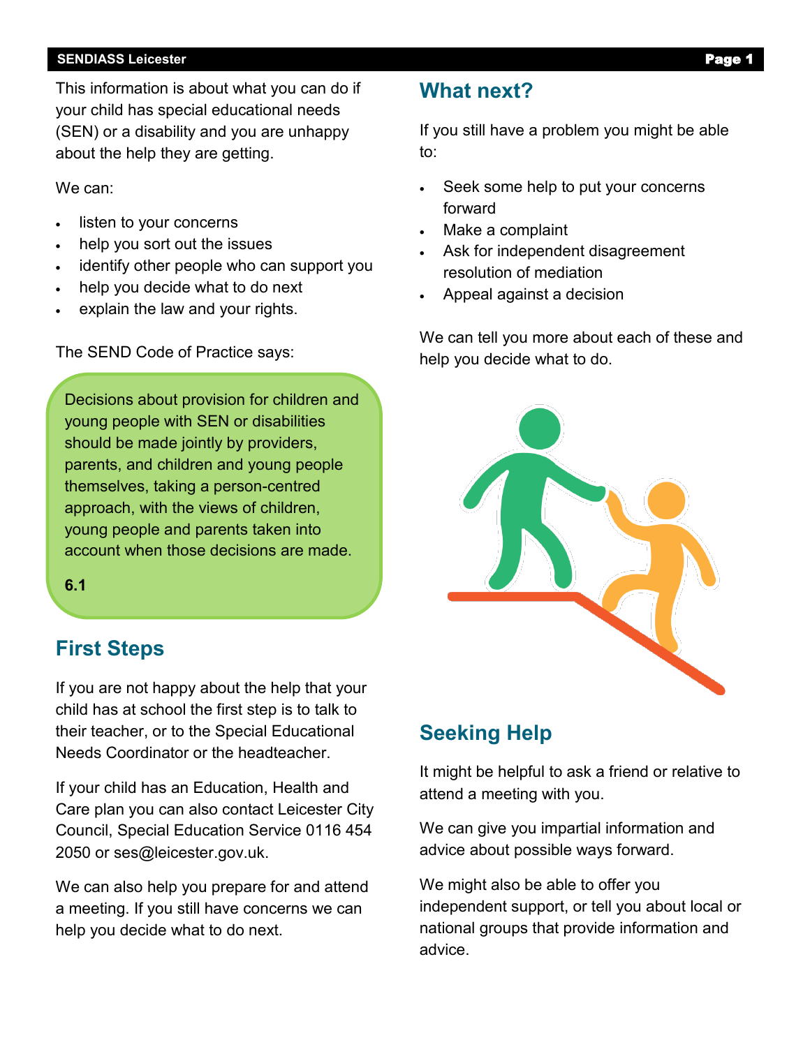This information is about what you can do if your child has special educational needs (SEN) or a disability and you are unhappy about the help they are getting.

We can:

- listen to your concerns
- help you sort out the issues
- identify other people who can support you
- help you decide what to do next
- explain the law and your rights.

The SEND Code of Practice says:

> Decisions about provision for children and young people with SEN or disabilities should be made jointly by providers, parents, and children and young people themselves, taking a person-centred approach, with the views of children, young people and parents taken into account when those decisions are made.
>
> **6.1**

## First Steps

If you are not happy about the help that your child has at school the first step is to talk to their teacher, or to the Special Educational Needs Coordinator or the headteacher.

If your child has an Education, Health and Care plan you can also contact Leicester City Council, Special Education Service 0116 454 2050 or ses@leicester.gov.uk.

We can also help you prepare for and attend a meeting. If you still have concerns we can help you decide what to do next.

## What next?

If you still have a problem you might be able to:

- Seek some help to put your concerns forward
- Make a complaint
- Ask for independent disagreement resolution of mediation
- Appeal against a decision

We can tell you more about each of these and help you decide what to do.

## Seeking Help

It might be helpful to ask a friend or relative to attend a meeting with you.

We can give you impartial information and advice about possible ways forward.

We might also be able to offer you independent support, or tell you about local or national groups that provide information and advice.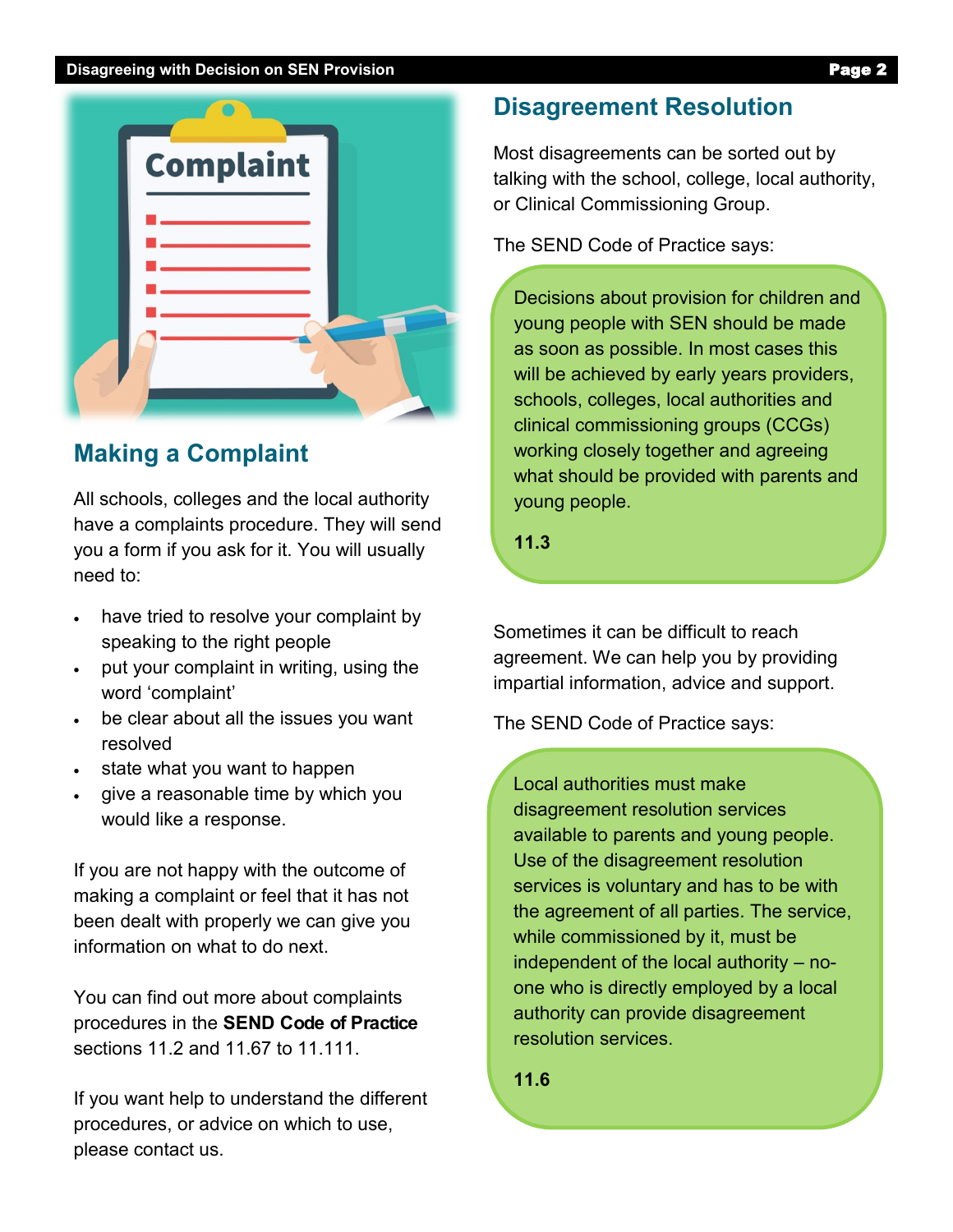## Making a Complaint

All schools, colleges and the local authority have a complaints procedure. They will send you a form if you ask for it. You will usually need to:

- have tried to resolve your complaint by speaking to the right people
- put your complaint in writing, using the word 'complaint'
- be clear about all the issues you want resolved
- state what you want to happen
- give a reasonable time by which you would like a response.

If you are not happy with the outcome of making a complaint or feel that it has not been dealt with properly we can give you information on what to do next.

You can find out more about complaints procedures in the **SEND Code of Practice** sections 11.2 and 11.67 to 11.111.

If you want help to understand the different procedures, or advice on which to use, please contact us.

## Disagreement Resolution

Most disagreements can be sorted out by talking with the school, college, local authority, or Clinical Commissioning Group.

The SEND Code of Practice says:

> Decisions about provision for children and young people with SEN should be made as soon as possible. In most cases this will be achieved by early years providers, schools, colleges, local authorities and clinical commissioning groups (CCGs) working closely together and agreeing what should be provided with parents and young people.
>
> **11.3**

Sometimes it can be difficult to reach agreement. We can help you by providing impartial information, advice and support.

The SEND Code of Practice says:

> Local authorities must make disagreement resolution services available to parents and young people. Use of the disagreement resolution services is voluntary and has to be with the agreement of all parties. The service, while commissioned by it, must be independent of the local authority – no-one who is directly employed by a local authority can provide disagreement resolution services.
>
> **11.6**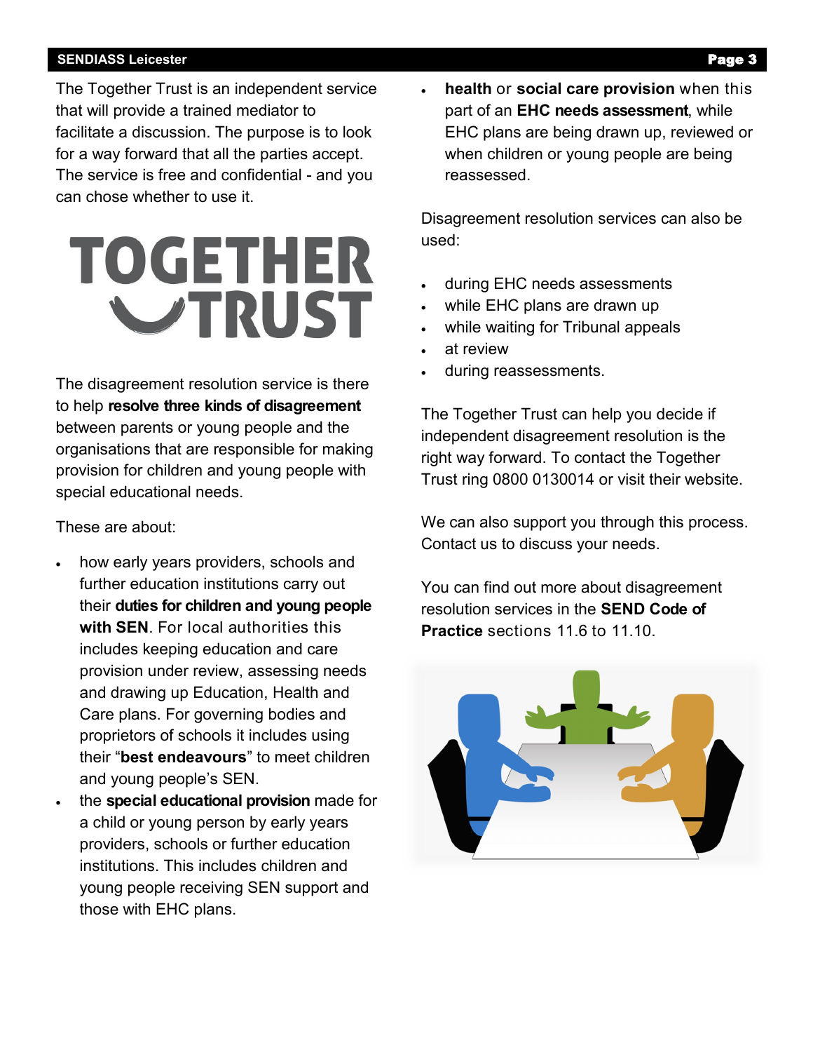The Together Trust is an independent service that will provide a trained mediator to facilitate a discussion. The purpose is to look for a way forward that all the parties accept. The service is free and confidential - and you can chose whether to use it.

TOGETHER TRUST

The disagreement resolution service is there to help **resolve three kinds of disagreement** between parents or young people and the organisations that are responsible for making provision for children and young people with special educational needs.

These are about:

- how early years providers, schools and further education institutions carry out their **duties for children and young people with SEN**. For local authorities this includes keeping education and care provision under review, assessing needs and drawing up Education, Health and Care plans. For governing bodies and proprietors of schools it includes using their "**best endeavours**" to meet children and young people's SEN.
- the **special educational provision** made for a child or young person by early years providers, schools or further education institutions. This includes children and young people receiving SEN support and those with EHC plans.
- **health** or **social care provision** when this part of an **EHC needs assessment**, while EHC plans are being drawn up, reviewed or when children or young people are being reassessed.

Disagreement resolution services can also be used:

- during EHC needs assessments
- while EHC plans are drawn up
- while waiting for Tribunal appeals
- at review
- during reassessments.

The Together Trust can help you decide if independent disagreement resolution is the right way forward. To contact the Together Trust ring 0800 0130014 or visit their website.

We can also support you through this process. Contact us to discuss your needs.

You can find out more about disagreement resolution services in the **SEND Code of Practice** sections 11.6 to 11.10.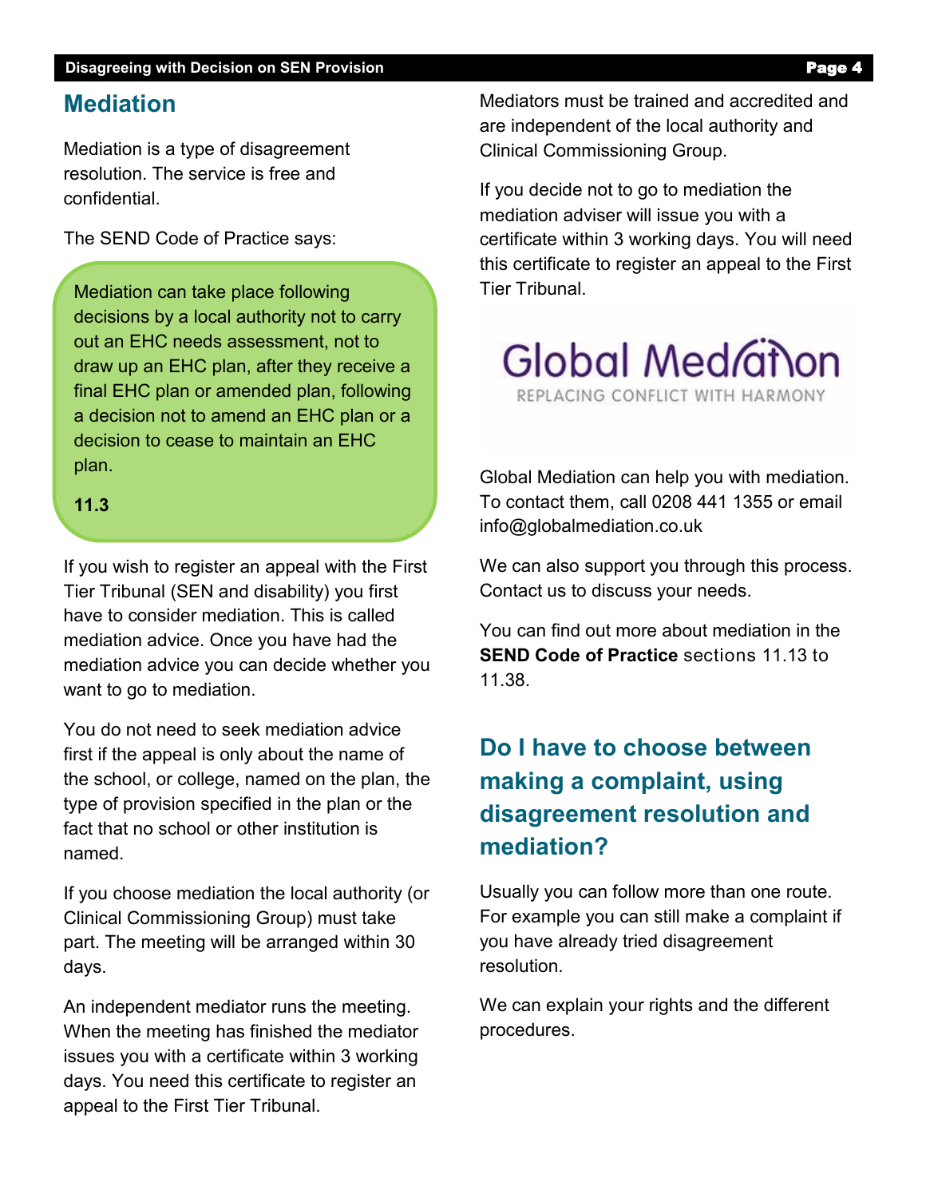## Mediation

Mediation is a type of disagreement resolution. The service is free and confidential.

The SEND Code of Practice says:

> Mediation can take place following decisions by a local authority not to carry out an EHC needs assessment, not to draw up an EHC plan, after they receive a final EHC plan or amended plan, following a decision not to amend an EHC plan or a decision to cease to maintain an EHC plan.
>
> **11.3**

If you wish to register an appeal with the First Tier Tribunal (SEN and disability) you first have to consider mediation. This is called mediation advice. Once you have had the mediation advice you can decide whether you want to go to mediation.

You do not need to seek mediation advice first if the appeal is only about the name of the school, or college, named on the plan, the type of provision specified in the plan or the fact that no school or other institution is named.

If you choose mediation the local authority (or Clinical Commissioning Group) must take part. The meeting will be arranged within 30 days.

An independent mediator runs the meeting. When the meeting has finished the mediator issues you with a certificate within 3 working days. You need this certificate to register an appeal to the First Tier Tribunal.

Mediators must be trained and accredited and are independent of the local authority and Clinical Commissioning Group.

If you decide not to go to mediation the mediation adviser will issue you with a certificate within 3 working days. You will need this certificate to register an appeal to the First Tier Tribunal.

Global Mediation

REPLACING CONFLICT WITH HARMONY

Global Mediation can help you with mediation. To contact them, call 0208 441 1355 or email info@globalmediation.co.uk

We can also support you through this process. Contact us to discuss your needs.

You can find out more about mediation in the **SEND Code of Practice** sections 11.13 to 11.38.

## Do I have to choose between making a complaint, using disagreement resolution and mediation?

Usually you can follow more than one route. For example you can still make a complaint if you have already tried disagreement resolution.

We can explain your rights and the different procedures.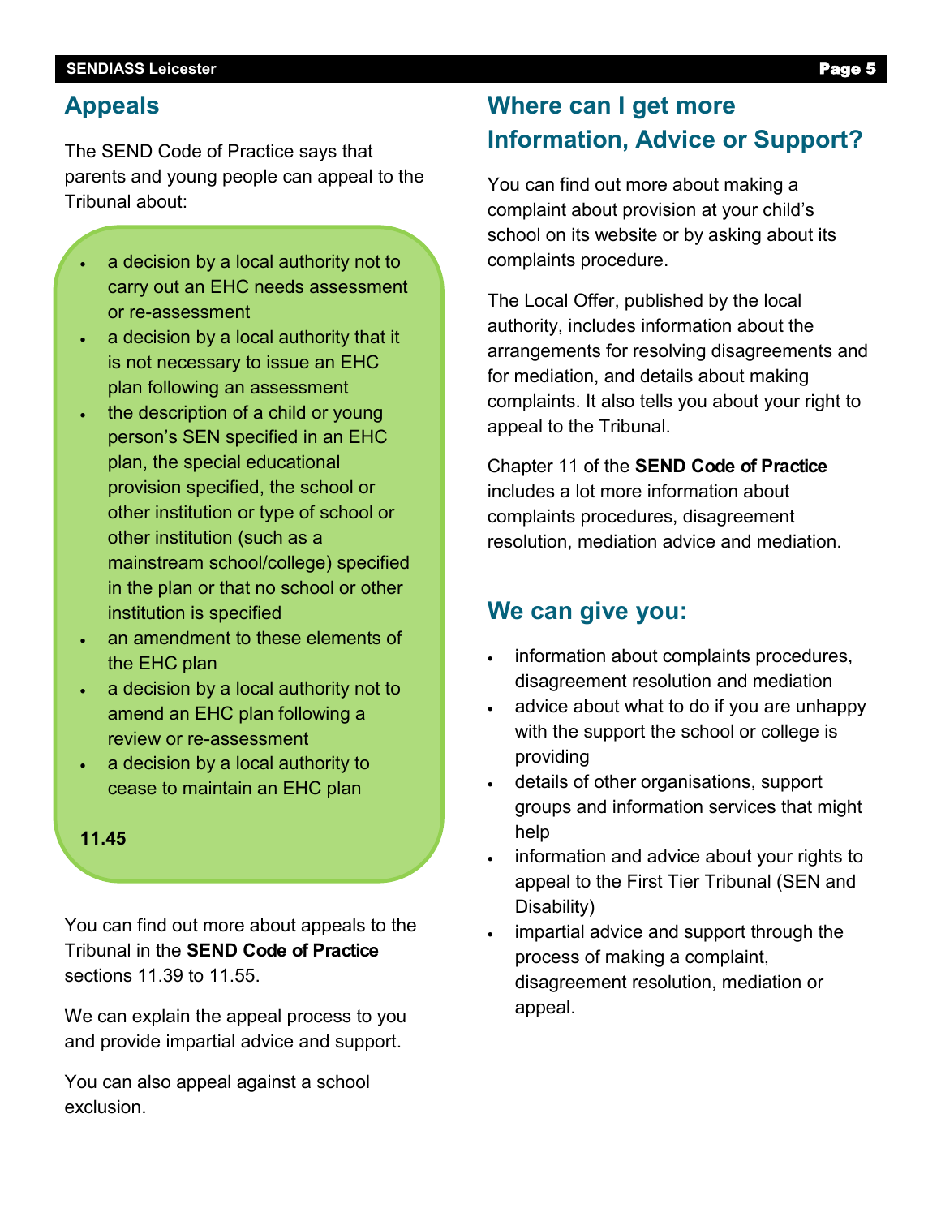## Appeals

The SEND Code of Practice says that parents and young people can appeal to the Tribunal about:

- a decision by a local authority not to carry out an EHC needs assessment or re-assessment
- a decision by a local authority that it is not necessary to issue an EHC plan following an assessment
- the description of a child or young person's SEN specified in an EHC plan, the special educational provision specified, the school or other institution or type of school or other institution (such as a mainstream school/college) specified in the plan or that no school or other institution is specified
- an amendment to these elements of the EHC plan
- a decision by a local authority not to amend an EHC plan following a review or re-assessment
- a decision by a local authority to cease to maintain an EHC plan

**11.45**

You can find out more about appeals to the Tribunal in the **SEND Code of Practice** sections 11.39 to 11.55.

We can explain the appeal process to you and provide impartial advice and support.

You can also appeal against a school exclusion.

## Where can I get more Information, Advice or Support?

You can find out more about making a complaint about provision at your child's school on its website or by asking about its complaints procedure.

The Local Offer, published by the local authority, includes information about the arrangements for resolving disagreements and for mediation, and details about making complaints. It also tells you about your right to appeal to the Tribunal.

Chapter 11 of the **SEND Code of Practice** includes a lot more information about complaints procedures, disagreement resolution, mediation advice and mediation.

## We can give you:

- information about complaints procedures, disagreement resolution and mediation
- advice about what to do if you are unhappy with the support the school or college is providing
- details of other organisations, support groups and information services that might help
- information and advice about your rights to appeal to the First Tier Tribunal (SEN and Disability)
- impartial advice and support through the process of making a complaint, disagreement resolution, mediation or appeal.